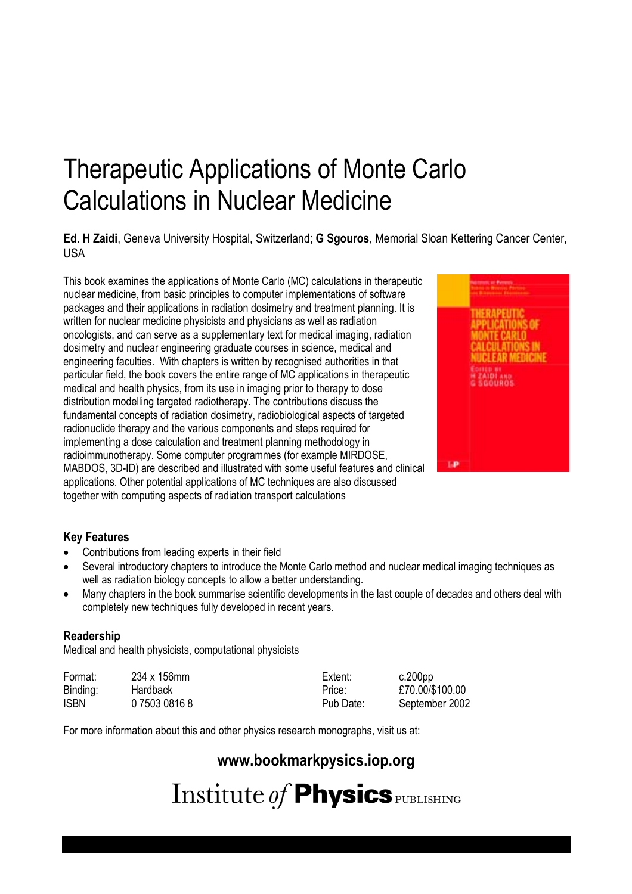# Therapeutic Applications of Monte Carlo Calculations in Nuclear Medicine

**Ed. H Zaidi**, Geneva University Hospital, Switzerland; **G Sgouros**, Memorial Sloan Kettering Cancer Center, USA

This book examines the applications of Monte Carlo (MC) calculations in therapeutic nuclear medicine, from basic principles to computer implementations of software packages and their applications in radiation dosimetry and treatment planning. It is written for nuclear medicine physicists and physicians as well as radiation oncologists, and can serve as a supplementary text for medical imaging, radiation dosimetry and nuclear engineering graduate courses in science, medical and engineering faculties. With chapters is written by recognised authorities in that particular field, the book covers the entire range of MC applications in therapeutic medical and health physics, from its use in imaging prior to therapy to dose distribution modelling targeted radiotherapy. The contributions discuss the fundamental concepts of radiation dosimetry, radiobiological aspects of targeted radionuclide therapy and the various components and steps required for implementing a dose calculation and treatment planning methodology in radioimmunotherapy. Some computer programmes (for example MIRDOSE, MABDOS, 3D-ID) are described and illustrated with some useful features and clinical applications. Other potential applications of MC techniques are also discussed together with computing aspects of radiation transport calculations

### Key Features

- Contributions from leading experts in their field
- Several introductory chapters to introduce the Monte Carlo method and nuclear medical imaging techniques as well as radiation biology concepts to allow a better understanding.
- Many chapters in the book summarise scientific developments in the last couple of decades and others deal with completely new techniques fully developed in recent years.

### Readership

Medical and health physicists, computational physicists

| | | | |
|---|---|---|---|
| Format: | 234 x 156mm | Extent: | c.200pp |
| Binding: | Hardback | Price: | £70.00/$100.00 |
| ISBN | 0 7503 0816 8 | Pub Date: | September 2002 |

For more information about this and other physics research monographs, visit us at:

**www.bookmarkpysics.iop.org**

Institute *of* **Physics** PUBLISHING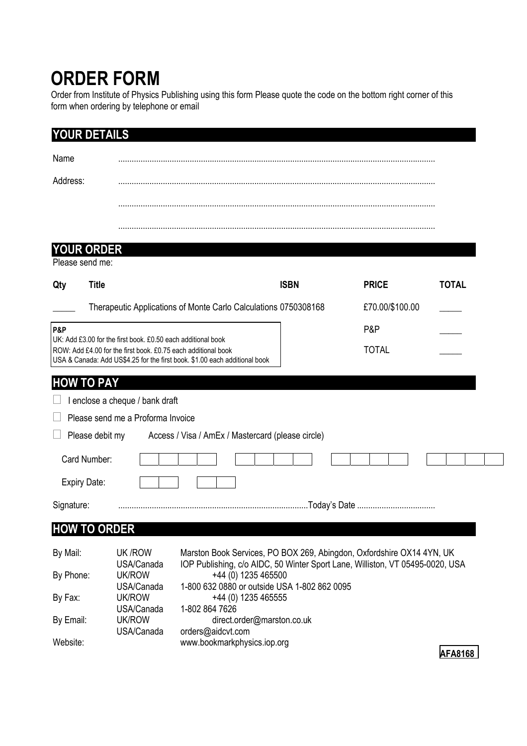# ORDER FORM

Order from Institute of Physics Publishing using this form Please quote the code on the bottom right corner of this form when ordering by telephone or email

## YOUR DETAILS

Name ..................................................................................................................................................

Address: ..................................................................................................................................................

..................................................................................................................................................

..................................................................................................................................................

## YOUR ORDER

Please send me:

| Qty | Title | ISBN | PRICE | TOTAL |
|---|---|---|---|---|
| _____ | Therapeutic Applications of Monte Carlo Calculations | 0750308168 | £70.00/$100.00 | _____ |
| | | | P&P | _____ |
| | | | TOTAL | _____ |

**P&P**
UK: Add £3.00 for the first book. £0.50 each additional book
ROW: Add £4.00 for the first book. £0.75 each additional book
USA & Canada: Add US$4.25 for the first book. $1.00 each additional book

## HOW TO PAY

☐ I enclose a cheque / bank draft

☐ Please send me a Proforma Invoice

☐ Please debit my Access / Visa / AmEx / Mastercard (please circle)

Card Number: ☐☐☐☐ ☐☐☐☐ ☐☐☐☐ ☐☐☐☐

Expiry Date: ☐☐ ☐☐

Signature: ....................................................................................Today's Date ..................................

## HOW TO ORDER

| | | |
|---|---|---|
| By Mail: | UK /ROW | Marston Book Services, PO BOX 269, Abingdon, Oxfordshire OX14 4YN, UK |
| | USA/Canada | IOP Publishing, c/o AIDC, 50 Winter Sport Lane, Williston, VT 05495-0020, USA |
| By Phone: | UK/ROW | +44 (0) 1235 465500 |
| | USA/Canada | 1-800 632 0880 or outside USA 1-802 862 0095 |
| By Fax: | UK/ROW | +44 (0) 1235 465555 |
| | USA/Canada | 1-802 864 7626 |
| By Email: | UK/ROW | direct.order@marston.co.uk |
| | USA/Canada | orders@aidcvt.com |
| Website: | | www.bookmarkphysics.iop.org |

**AFA8168**